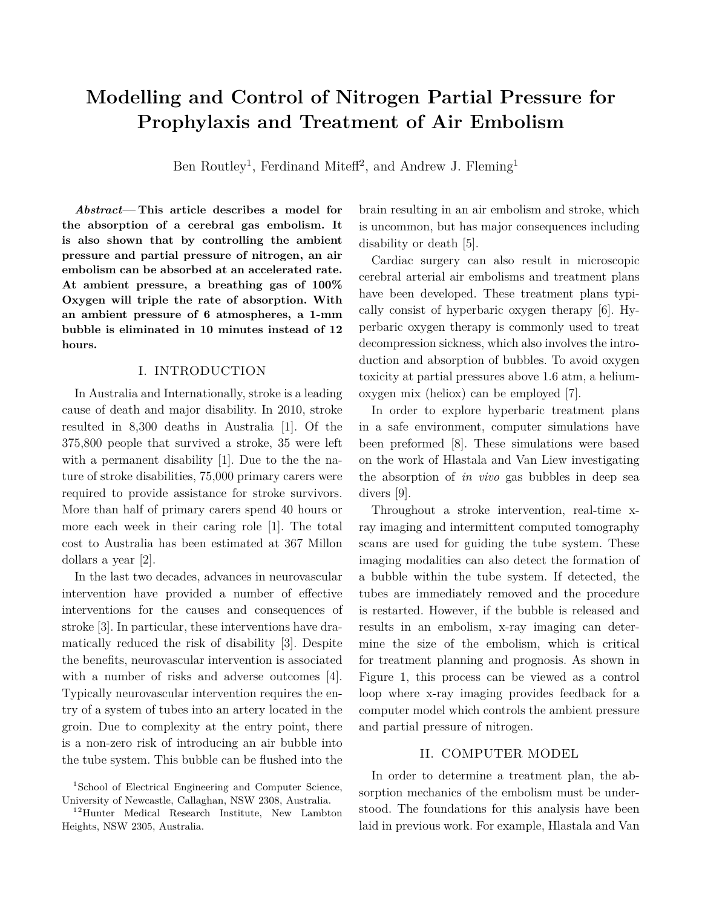# Modelling and Control of Nitrogen Partial Pressure for Prophylaxis and Treatment of Air Embolism

Ben Routley[1], Ferdinand Miteff[2], and Andrew J. Fleming[1]

***Abstract*— This article describes a model for the absorption of a cerebral gas embolism. It is also shown that by controlling the ambient pressure and partial pressure of nitrogen, an air embolism can be absorbed at an accelerated rate. At ambient pressure, a breathing gas of 100% Oxygen will triple the rate of absorption. With an ambient pressure of 6 atmospheres, a 1-mm bubble is eliminated in 10 minutes instead of 12 hours.**

## I. INTRODUCTION

In Australia and Internationally, stroke is a leading cause of death and major disability. In 2010, stroke resulted in 8,300 deaths in Australia [1]. Of the 375,800 people that survived a stroke, 35 were left with a permanent disability [1]. Due to the the nature of stroke disabilities, 75,000 primary carers were required to provide assistance for stroke survivors. More than half of primary carers spend 40 hours or more each week in their caring role [1]. The total cost to Australia has been estimated at 367 Millon dollars a year [2].

In the last two decades, advances in neurovascular intervention have provided a number of effective interventions for the causes and consequences of stroke [3]. In particular, these interventions have dramatically reduced the risk of disability [3]. Despite the benefits, neurovascular intervention is associated with a number of risks and adverse outcomes [4]. Typically neurovascular intervention requires the entry of a system of tubes into an artery located in the groin. Due to complexity at the entry point, there is a non-zero risk of introducing an air bubble into the tube system. This bubble can be flushed into the brain resulting in an air embolism and stroke, which is uncommon, but has major consequences including disability or death [5].

Cardiac surgery can also result in microscopic cerebral arterial air embolisms and treatment plans have been developed. These treatment plans typically consist of hyperbaric oxygen therapy [6]. Hyperbaric oxygen therapy is commonly used to treat decompression sickness, which also involves the introduction and absorption of bubbles. To avoid oxygen toxicity at partial pressures above 1.6 atm, a helium-oxygen mix (heliox) can be employed [7].

In order to explore hyperbaric treatment plans in a safe environment, computer simulations have been preformed [8]. These simulations were based on the work of Hlastala and Van Liew investigating the absorption of *in vivo* gas bubbles in deep sea divers [9].

Throughout a stroke intervention, real-time x-ray imaging and intermittent computed tomography scans are used for guiding the tube system. These imaging modalities can also detect the formation of a bubble within the tube system. If detected, the tubes are immediately removed and the procedure is restarted. However, if the bubble is released and results in an embolism, x-ray imaging can determine the size of the embolism, which is critical for treatment planning and prognosis. As shown in Figure 1, this process can be viewed as a control loop where x-ray imaging provides feedback for a computer model which controls the ambient pressure and partial pressure of nitrogen.

## II. COMPUTER MODEL

In order to determine a treatment plan, the absorption mechanics of the embolism must be understood. The foundations for this analysis have been laid in previous work. For example, Hlastala and Van

[1]School of Electrical Engineering and Computer Science, University of Newcastle, Callaghan, NSW 2308, Australia.

[12]Hunter Medical Research Institute, New Lambton Heights, NSW 2305, Australia.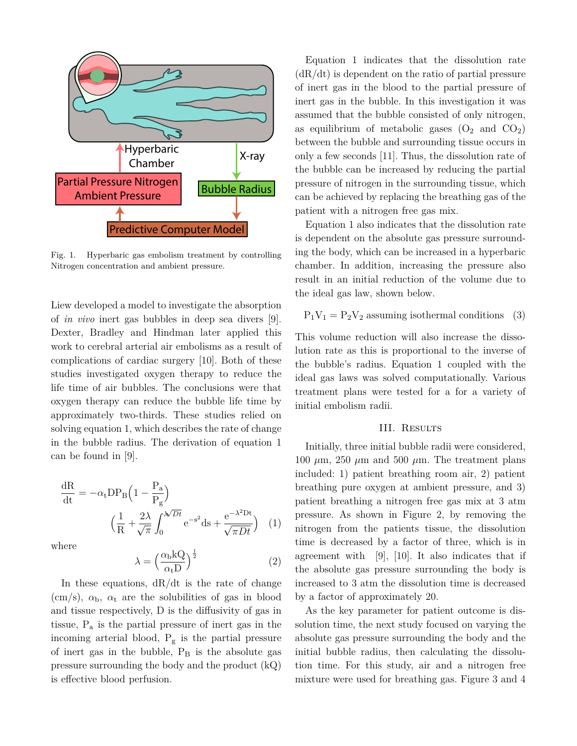Fig. 1. Hyperbaric gas embolism treatment by controlling Nitrogen concentration and ambient pressure.

Liew developed a model to investigate the absorption of *in vivo* inert gas bubbles in deep sea divers [9]. Dexter, Bradley and Hindman later applied this work to cerebral arterial air embolisms as a result of complications of cardiac surgery [10]. Both of these studies investigated oxygen therapy to reduce the life time of air bubbles. The conclusions were that oxygen therapy can reduce the bubble life time by approximately two-thirds. These studies relied on solving equation 1, which describes the rate of change in the bubble radius. The derivation of equation 1 can be found in [9].

$$\frac{\mathrm{dR}}{\mathrm{dt}} = -\alpha_{\mathrm{t}}\mathrm{D}\mathrm{P}_{\mathrm{B}}\Big(1 - \frac{\mathrm{P_a}}{\mathrm{P_g}}\Big) \Big(\frac{1}{\mathrm{R}} + \frac{2\lambda}{\sqrt{\pi}}\int_0^{\lambda\sqrt{Dt}} \mathrm{e}^{-\mathrm{s}^2}\mathrm{ds} + \frac{\mathrm{e}^{-\lambda^2 \mathrm{Dt}}}{\sqrt{\pi Dt}}\Big) \quad (1)$$

where

$$\lambda = \Big(\frac{\alpha_{\mathrm{b}}\mathrm{kQ}}{\alpha_{\mathrm{t}}\mathrm{D}}\Big)^{\frac{1}{2}} \quad (2)$$

In these equations, dR/dt is the rate of change (cm/s), $\alpha_b$, $\alpha_t$ are the solubilities of gas in blood and tissue respectively, D is the diffusivity of gas in tissue, $P_a$ is the partial pressure of inert gas in the incoming arterial blood, $P_g$ is the partial pressure of inert gas in the bubble, $P_B$ is the absolute gas pressure surrounding the body and the product (kQ) is effective blood perfusion.

Equation 1 indicates that the dissolution rate (dR/dt) is dependent on the ratio of partial pressure of inert gas in the blood to the partial pressure of inert gas in the bubble. In this investigation it was assumed that the bubble consisted of only nitrogen, as equilibrium of metabolic gases ($O_2$ and $CO_2$) between the bubble and surrounding tissue occurs in only a few seconds [11]. Thus, the dissolution rate of the bubble can be increased by reducing the partial pressure of nitrogen in the surrounding tissue, which can be achieved by replacing the breathing gas of the patient with a nitrogen free gas mix.

Equation 1 also indicates that the dissolution rate is dependent on the absolute gas pressure surrounding the body, which can be increased in a hyperbaric chamber. In addition, increasing the pressure also result in an initial reduction of the volume due to the ideal gas law, shown below.

$$\mathrm{P_1V_1} = \mathrm{P_2V_2} \text{ assuming isothermal conditions} \quad (3)$$

This volume reduction will also increase the dissolution rate as this is proportional to the inverse of the bubble's radius. Equation 1 coupled with the ideal gas laws was solved computationally. Various treatment plans were tested for a for a variety of initial embolism radii.

## III. Results

Initially, three initial bubble radii were considered, 100 $\mu$m, 250 $\mu$m and 500 $\mu$m. The treatment plans included: 1) patient breathing room air, 2) patient breathing pure oxygen at ambient pressure, and 3) patient breathing a nitrogen free gas mix at 3 atm pressure. As shown in Figure 2, by removing the nitrogen from the patients tissue, the dissolution time is decreased by a factor of three, which is in agreement with [9], [10]. It also indicates that if the absolute gas pressure surrounding the body is increased to 3 atm the dissolution time is decreased by a factor of approximately 20.

As the key parameter for patient outcome is dissolution time, the next study focused on varying the absolute gas pressure surrounding the body and the initial bubble radius, then calculating the dissolution time. For this study, air and a nitrogen free mixture were used for breathing gas. Figure 3 and 4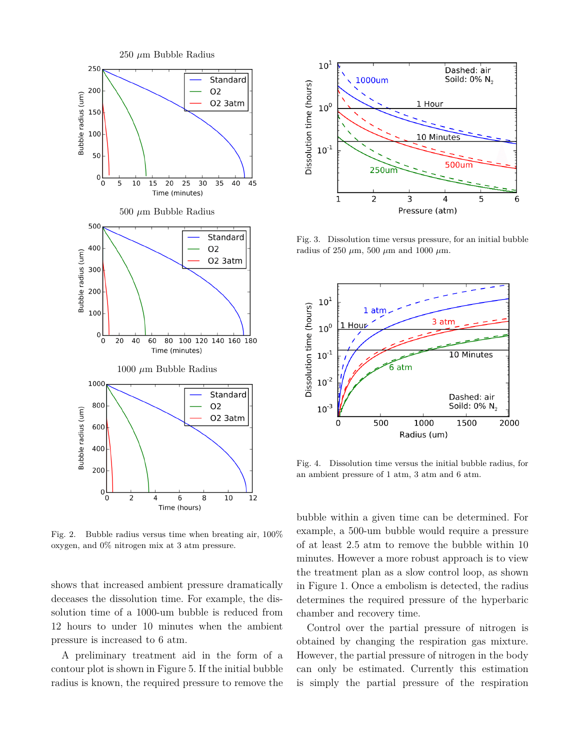Fig. 2. Bubble radius versus time when breating air, 100% oxygen, and 0% nitrogen mix at 3 atm pressure.

shows that increased ambient pressure dramatically deceases the dissolution time. For example, the dissolution time of a 1000-um bubble is reduced from 12 hours to under 10 minutes when the ambient pressure is increased to 6 atm.

A preliminary treatment aid in the form of a contour plot is shown in Figure 5. If the initial bubble radius is known, the required pressure to remove the bubble within a given time can be determined. For example, a 500-um bubble would require a pressure of at least 2.5 atm to remove the bubble within 10 minutes. However a more robust approach is to view the treatment plan as a slow control loop, as shown in Figure 1. Once a embolism is detected, the radius determines the required pressure of the hyperbaric chamber and recovery time.

Control over the partial pressure of nitrogen is obtained by changing the respiration gas mixture. However, the partial pressure of nitrogen in the body can only be estimated. Currently this estimation is simply the partial pressure of the respiration

Fig. 3. Dissolution time versus pressure, for an initial bubble radius of 250 $\mu$m, 500 $\mu$m and 1000 $\mu$m.

Fig. 4. Dissolution time versus the initial bubble radius, for an ambient pressure of 1 atm, 3 atm and 6 atm.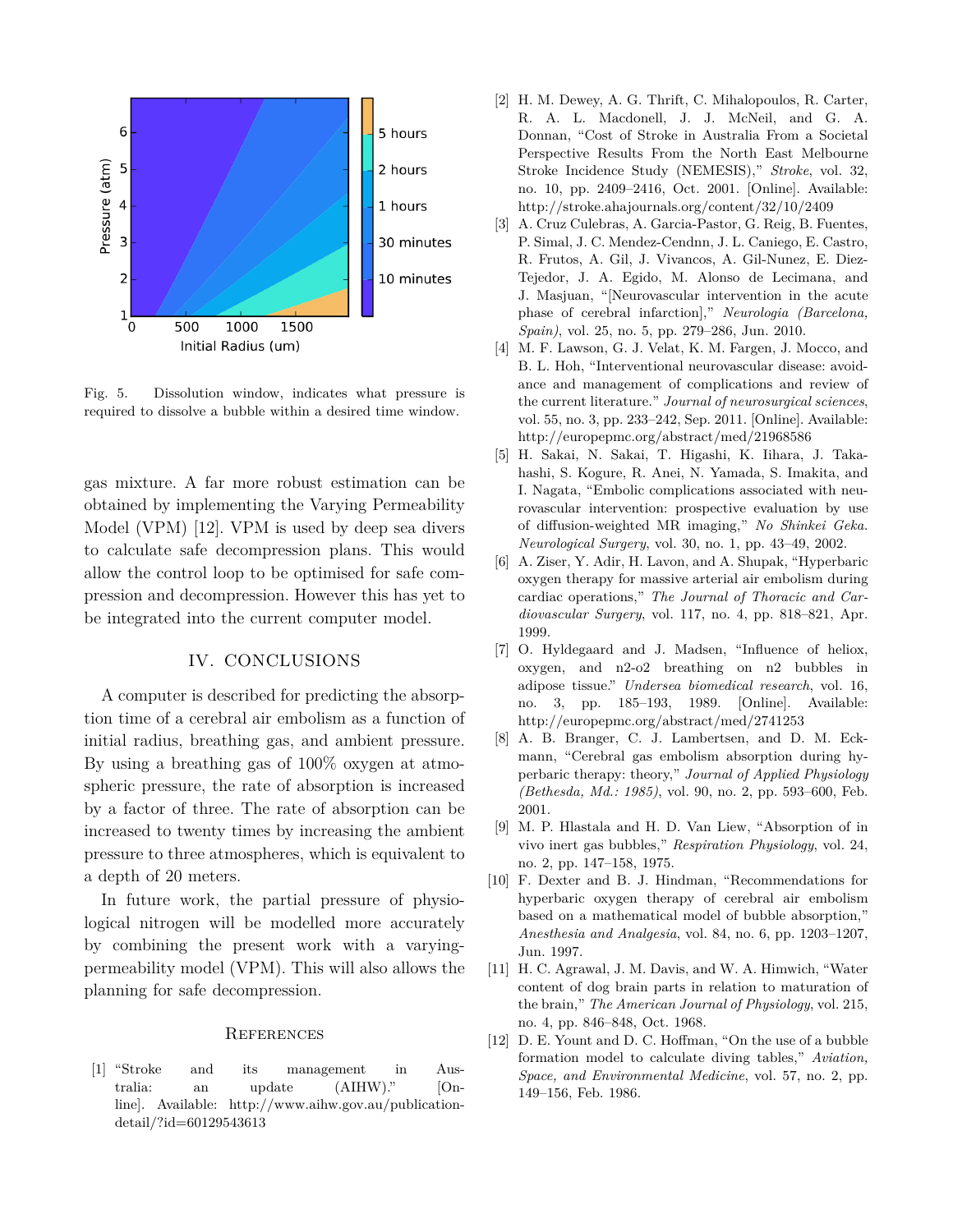Pressure (atm)

6
5
4
3
2
1

0
500
1000
1500

Initial Radius (um)

5 hours
2 hours
1 hours
30 minutes
10 minutes

Fig. 5. Dissolution window, indicates what pressure is required to dissolve a bubble within a desired time window.

gas mixture. A far more robust estimation can be obtained by implementing the Varying Permeability Model (VPM) [12]. VPM is used by deep sea divers to calculate safe decompression plans. This would allow the control loop to be optimised for safe compression and decompression. However this has yet to be integrated into the current computer model.

## IV. Conclusions

A computer is described for predicting the absorption time of a cerebral air embolism as a function of initial radius, breathing gas, and ambient pressure. By using a breathing gas of 100% oxygen at atmospheric pressure, the rate of absorption is increased by a factor of three. The rate of absorption can be increased to twenty times by increasing the ambient pressure to three atmospheres, which is equivalent to a depth of 20 meters.

In future work, the partial pressure of physiological nitrogen will be modelled more accurately by combining the present work with a varying-permeability model (VPM). This will also allows the planning for safe decompression.

## References

[1] "Stroke and its management in Australia: an update (AIHW)." [Online]. Available: http://www.aihw.gov.au/publication-detail/?id=60129543613

[2] H. M. Dewey, A. G. Thrift, C. Mihalopoulos, R. Carter, R. A. L. Macdonell, J. J. McNeil, and G. A. Donnan, "Cost of Stroke in Australia From a Societal Perspective Results From the North East Melbourne Stroke Incidence Study (NEMESIS)," *Stroke*, vol. 32, no. 10, pp. 2409–2416, Oct. 2001. [Online]. Available: http://stroke.ahajournals.org/content/32/10/2409

[3] A. Cruz Culebras, A. Garcia-Pastor, G. Reig, B. Fuentes, P. Simal, J. C. Mendez-Cendnn, J. L. Caniego, E. Castro, R. Frutos, A. Gil, J. Vivancos, A. Gil-Nunez, E. Diez-Tejedor, J. A. Egido, M. Alonso de Lecimana, and J. Masjuan, "[Neurovascular intervention in the acute phase of cerebral infarction]," *Neurologia (Barcelona, Spain)*, vol. 25, no. 5, pp. 279–286, Jun. 2010.

[4] M. F. Lawson, G. J. Velat, K. M. Fargen, J. Mocco, and B. L. Hoh, "Interventional neurovascular disease: avoidance and management of complications and review of the current literature." *Journal of neurosurgical sciences*, vol. 55, no. 3, pp. 233–242, Sep. 2011. [Online]. Available: http://europepmc.org/abstract/med/21968586

[5] H. Sakai, N. Sakai, T. Higashi, K. Iihara, J. Takahashi, S. Kogure, R. Anei, N. Yamada, S. Imakita, and I. Nagata, "Embolic complications associated with neurovascular intervention: prospective evaluation by use of diffusion-weighted MR imaging," *No Shinkei Geka. Neurological Surgery*, vol. 30, no. 1, pp. 43–49, 2002.

[6] A. Ziser, Y. Adir, H. Lavon, and A. Shupak, "Hyperbaric oxygen therapy for massive arterial air embolism during cardiac operations," *The Journal of Thoracic and Cardiovascular Surgery*, vol. 117, no. 4, pp. 818–821, Apr. 1999.

[7] O. Hyldegaard and J. Madsen, "Influence of heliox, oxygen, and n2-o2 breathing on n2 bubbles in adipose tissue." *Undersea biomedical research*, vol. 16, no. 3, pp. 185–193, 1989. [Online]. Available: http://europepmc.org/abstract/med/2741253

[8] A. B. Branger, C. J. Lambertsen, and D. M. Eckmann, "Cerebral gas embolism absorption during hyperbaric therapy: theory," *Journal of Applied Physiology (Bethesda, Md.: 1985)*, vol. 90, no. 2, pp. 593–600, Feb. 2001.

[9] M. P. Hlastala and H. D. Van Liew, "Absorption of in vivo inert gas bubbles," *Respiration Physiology*, vol. 24, no. 2, pp. 147–158, 1975.

[10] F. Dexter and B. J. Hindman, "Recommendations for hyperbaric oxygen therapy of cerebral air embolism based on a mathematical model of bubble absorption," *Anesthesia and Analgesia*, vol. 84, no. 6, pp. 1203–1207, Jun. 1997.

[11] H. C. Agrawal, J. M. Davis, and W. A. Himwich, "Water content of dog brain parts in relation to maturation of the brain," *The American Journal of Physiology*, vol. 215, no. 4, pp. 846–848, Oct. 1968.

[12] D. E. Yount and D. C. Hoffman, "On the use of a bubble formation model to calculate diving tables," *Aviation, Space, and Environmental Medicine*, vol. 57, no. 2, pp. 149–156, Feb. 1986.